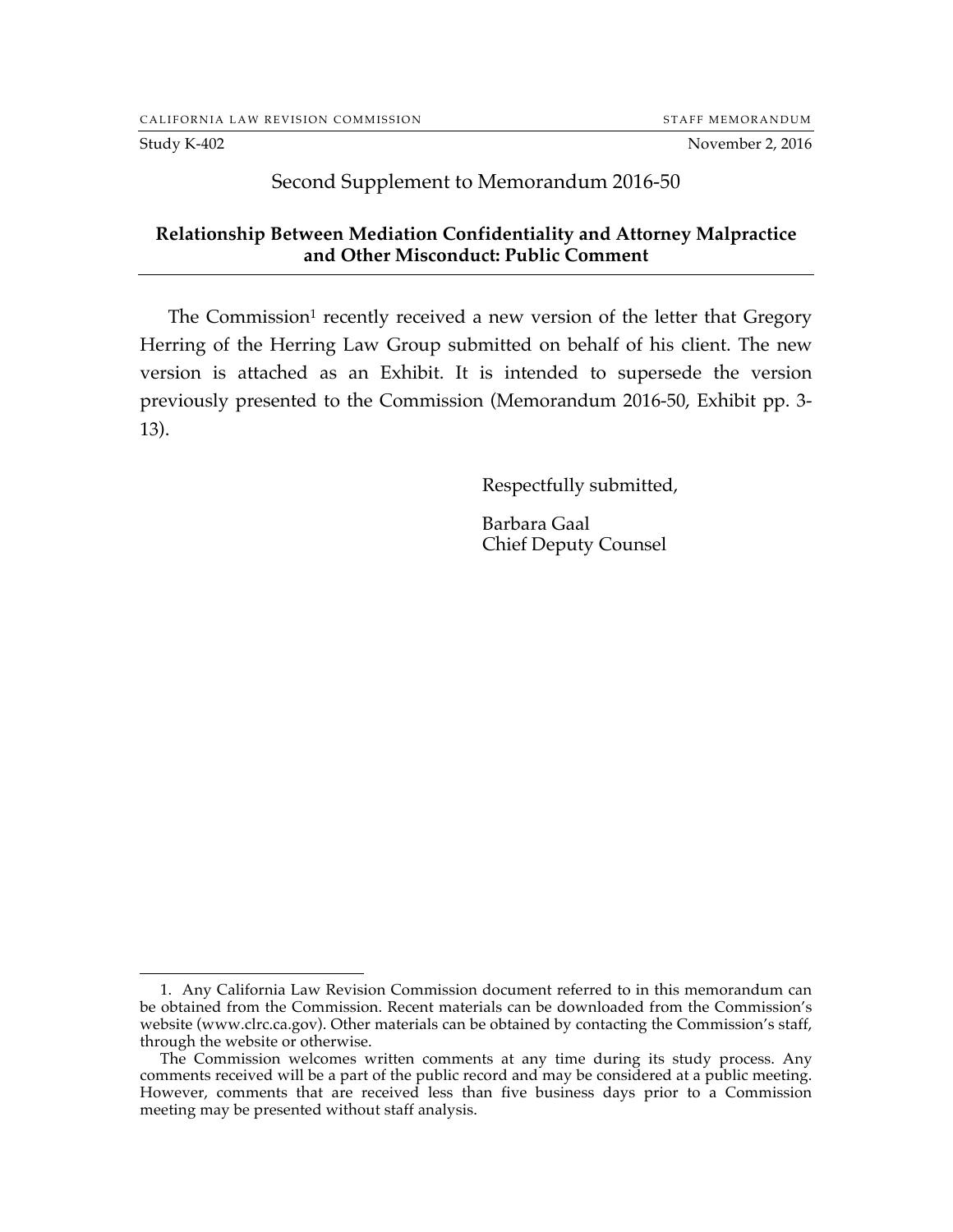CALIFORNIA LAW REVISION COMMISSION STAFF MEMORANDUM

Study K-402 November 2, 2016

# Second Supplement to Memorandum 2016-50

**Relationship Between Mediation Confidentiality and Attorney Malpractice and Other Misconduct: Public Comment**

The Commission[1] recently received a new version of the letter that Gregory Herring of the Herring Law Group submitted on behalf of his client. The new version is attached as an Exhibit. It is intended to supersede the version previously presented to the Commission (Memorandum 2016-50, Exhibit pp. 3-13).

Respectfully submitted,

Barbara Gaal
Chief Deputy Counsel

---

1. Any California Law Revision Commission document referred to in this memorandum can be obtained from the Commission. Recent materials can be downloaded from the Commission's website (www.clrc.ca.gov). Other materials can be obtained by contacting the Commission's staff, through the website or otherwise.

The Commission welcomes written comments at any time during its study process. Any comments received will be a part of the public record and may be considered at a public meeting. However, comments that are received less than five business days prior to a Commission meeting may be presented without staff analysis.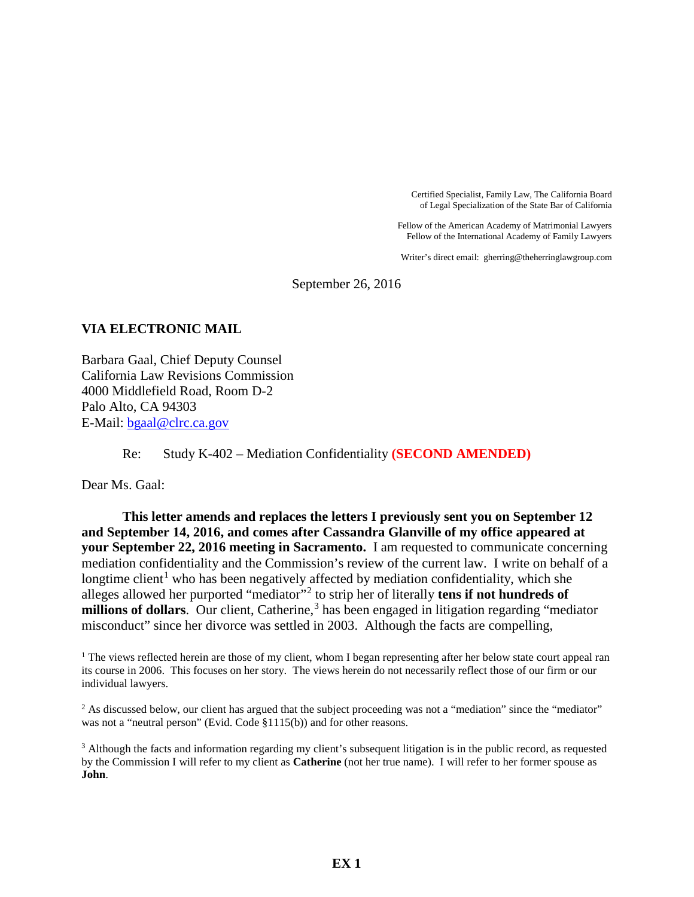Certified Specialist, Family Law, The California Board of Legal Specialization of the State Bar of California

Fellow of the American Academy of Matrimonial Lawyers
Fellow of the International Academy of Family Lawyers

Writer's direct email: gherring@theherringlawgroup.com

September 26, 2016

**VIA ELECTRONIC MAIL**

Barbara Gaal, Chief Deputy Counsel
California Law Revisions Commission
4000 Middlefield Road, Room D-2
Palo Alto, CA 94303
E-Mail: [bgaal@clrc.ca.gov](mailto:bgaal@clrc.ca.gov)

Re: Study K-402 – Mediation Confidentiality **(SECOND AMENDED)**

Dear Ms. Gaal:

**This letter amends and replaces the letters I previously sent you on September 12 and September 14, 2016, and comes after Cassandra Glanville of my office appeared at your September 22, 2016 meeting in Sacramento.** I am requested to communicate concerning mediation confidentiality and the Commission's review of the current law. I write on behalf of a longtime client[1] who has been negatively affected by mediation confidentiality, which she alleges allowed her purported "mediator"[2] to strip her of literally **tens if not hundreds of millions of dollars**. Our client, Catherine,[3] has been engaged in litigation regarding "mediator misconduct" since her divorce was settled in 2003. Although the facts are compelling,

[1] The views reflected herein are those of my client, whom I began representing after her below state court appeal ran its course in 2006. This focuses on her story. The views herein do not necessarily reflect those of our firm or our individual lawyers.

[2] As discussed below, our client has argued that the subject proceeding was not a "mediation" since the "mediator" was not a "neutral person" (Evid. Code §1115(b)) and for other reasons.

[3] Although the facts and information regarding my client's subsequent litigation is in the public record, as requested by the Commission I will refer to my client as **Catherine** (not her true name). I will refer to her former spouse as **John**.

**EX 1**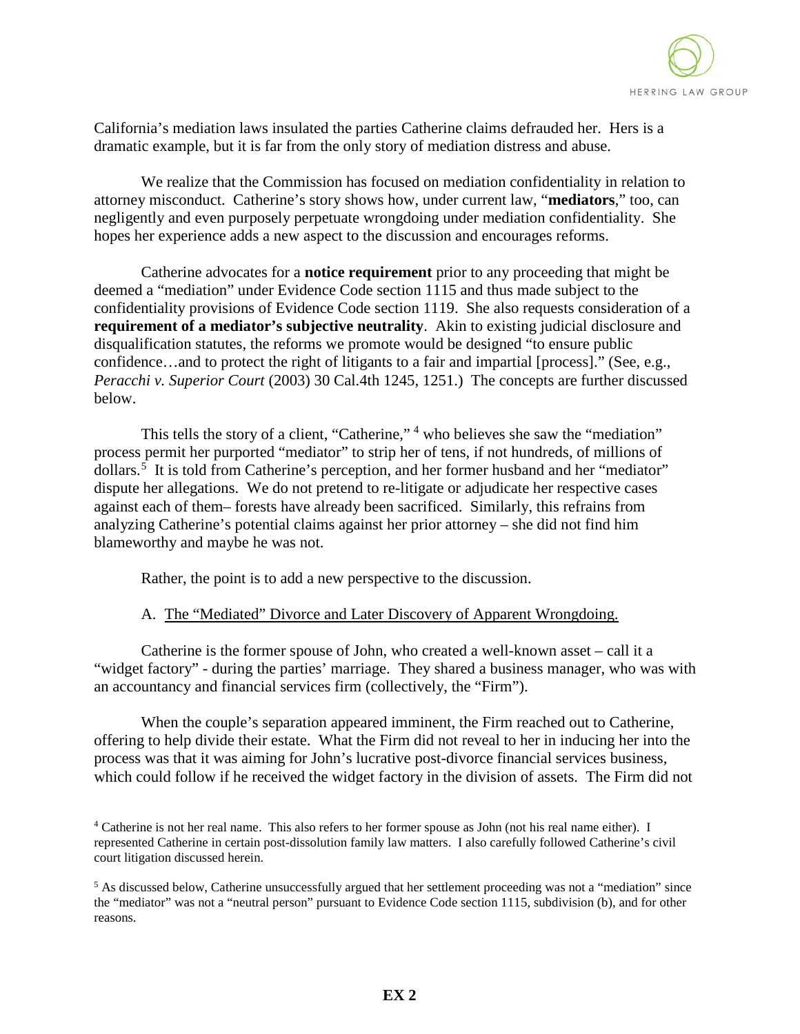California's mediation laws insulated the parties Catherine claims defrauded her. Hers is a dramatic example, but it is far from the only story of mediation distress and abuse.

We realize that the Commission has focused on mediation confidentiality in relation to attorney misconduct. Catherine's story shows how, under current law, "**mediators**," too, can negligently and even purposely perpetuate wrongdoing under mediation confidentiality. She hopes her experience adds a new aspect to the discussion and encourages reforms.

Catherine advocates for a **notice requirement** prior to any proceeding that might be deemed a "mediation" under Evidence Code section 1115 and thus made subject to the confidentiality provisions of Evidence Code section 1119. She also requests consideration of a **requirement of a mediator's subjective neutrality**. Akin to existing judicial disclosure and disqualification statutes, the reforms we promote would be designed "to ensure public confidence…and to protect the right of litigants to a fair and impartial [process]." (See, e.g., *Peracchi v. Superior Court* (2003) 30 Cal.4th 1245, 1251.) The concepts are further discussed below.

This tells the story of a client, "Catherine," [4] who believes she saw the "mediation" process permit her purported "mediator" to strip her of tens, if not hundreds, of millions of dollars.[5] It is told from Catherine's perception, and her former husband and her "mediator" dispute her allegations. We do not pretend to re-litigate or adjudicate her respective cases against each of them– forests have already been sacrificed. Similarly, this refrains from analyzing Catherine's potential claims against her prior attorney – she did not find him blameworthy and maybe he was not.

Rather, the point is to add a new perspective to the discussion.

A. <u>The "Mediated" Divorce and Later Discovery of Apparent Wrongdoing.</u>

Catherine is the former spouse of John, who created a well-known asset – call it a "widget factory" - during the parties' marriage. They shared a business manager, who was with an accountancy and financial services firm (collectively, the "Firm").

When the couple's separation appeared imminent, the Firm reached out to Catherine, offering to help divide their estate. What the Firm did not reveal to her in inducing her into the process was that it was aiming for John's lucrative post-divorce financial services business, which could follow if he received the widget factory in the division of assets. The Firm did not

---

[4] Catherine is not her real name. This also refers to her former spouse as John (not his real name either). I represented Catherine in certain post-dissolution family law matters. I also carefully followed Catherine's civil court litigation discussed herein.

[5] As discussed below, Catherine unsuccessfully argued that her settlement proceeding was not a "mediation" since the "mediator" was not a "neutral person" pursuant to Evidence Code section 1115, subdivision (b), and for other reasons.

EX 2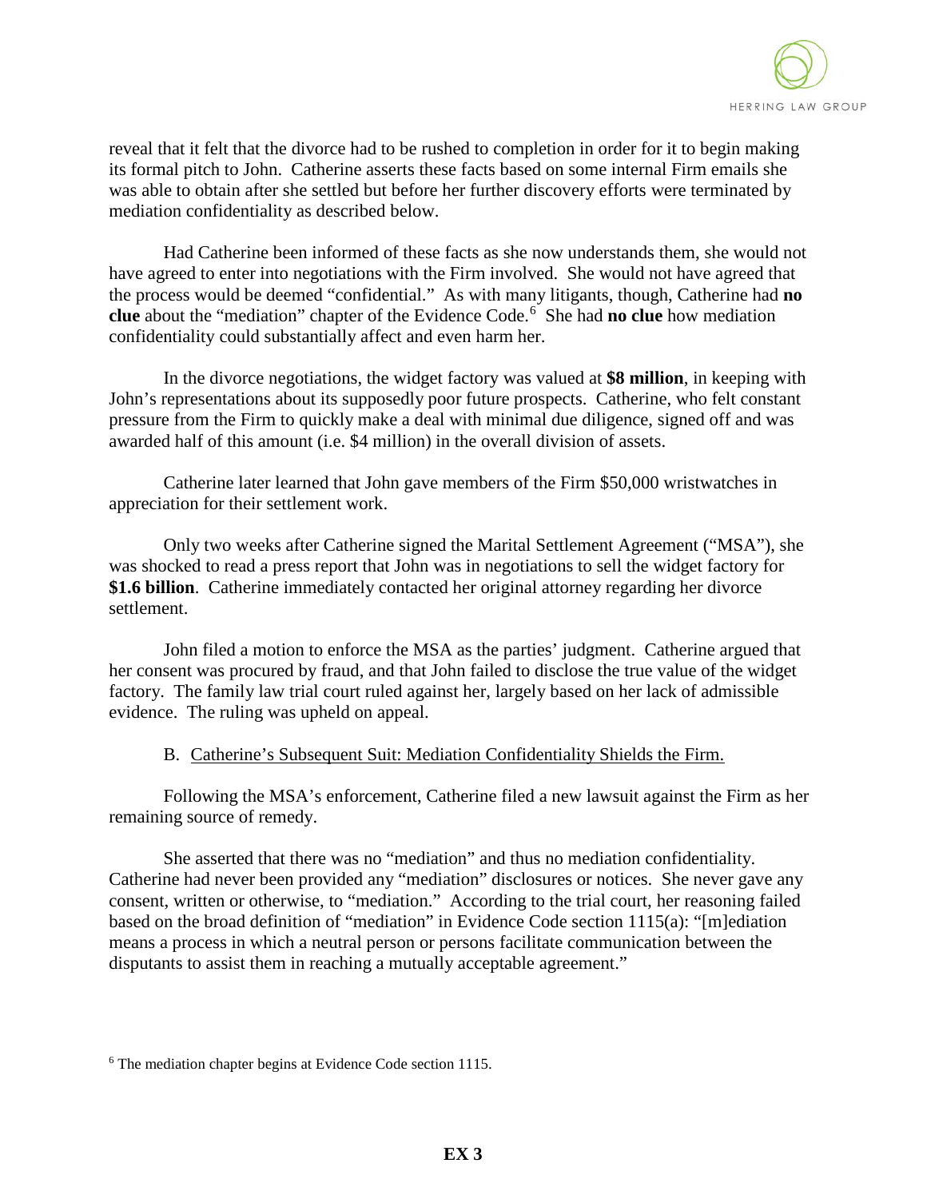reveal that it felt that the divorce had to be rushed to completion in order for it to begin making its formal pitch to John. Catherine asserts these facts based on some internal Firm emails she was able to obtain after she settled but before her further discovery efforts were terminated by mediation confidentiality as described below.

Had Catherine been informed of these facts as she now understands them, she would not have agreed to enter into negotiations with the Firm involved. She would not have agreed that the process would be deemed "confidential." As with many litigants, though, Catherine had **no clue** about the "mediation" chapter of the Evidence Code.[6] She had **no clue** how mediation confidentiality could substantially affect and even harm her.

In the divorce negotiations, the widget factory was valued at **$8 million**, in keeping with John's representations about its supposedly poor future prospects. Catherine, who felt constant pressure from the Firm to quickly make a deal with minimal due diligence, signed off and was awarded half of this amount (i.e. $4 million) in the overall division of assets.

Catherine later learned that John gave members of the Firm $50,000 wristwatches in appreciation for their settlement work.

Only two weeks after Catherine signed the Marital Settlement Agreement ("MSA"), she was shocked to read a press report that John was in negotiations to sell the widget factory for **$1.6 billion**. Catherine immediately contacted her original attorney regarding her divorce settlement.

John filed a motion to enforce the MSA as the parties' judgment. Catherine argued that her consent was procured by fraud, and that John failed to disclose the true value of the widget factory. The family law trial court ruled against her, largely based on her lack of admissible evidence. The ruling was upheld on appeal.

### B. <u>Catherine's Subsequent Suit: Mediation Confidentiality Shields the Firm.</u>

Following the MSA's enforcement, Catherine filed a new lawsuit against the Firm as her remaining source of remedy.

She asserted that there was no "mediation" and thus no mediation confidentiality. Catherine had never been provided any "mediation" disclosures or notices. She never gave any consent, written or otherwise, to "mediation." According to the trial court, her reasoning failed based on the broad definition of "mediation" in Evidence Code section 1115(a): "[m]ediation means a process in which a neutral person or persons facilitate communication between the disputants to assist them in reaching a mutually acceptable agreement."

---

[6] The mediation chapter begins at Evidence Code section 1115.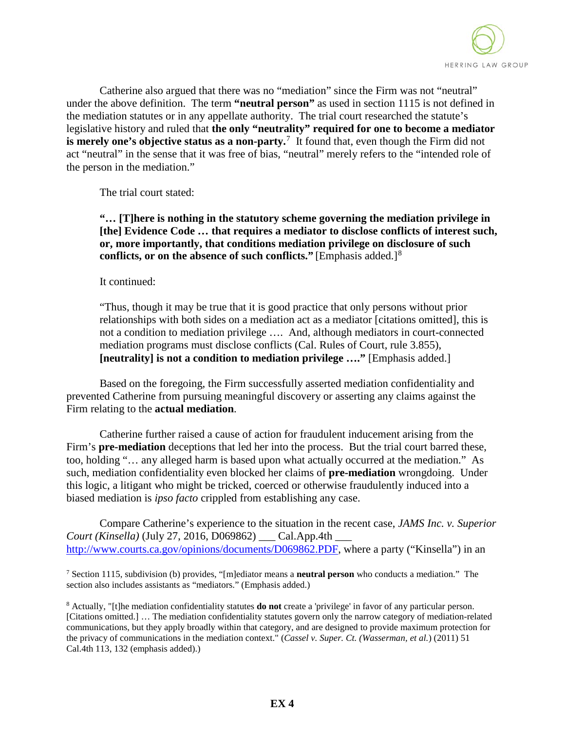Catherine also argued that there was no "mediation" since the Firm was not "neutral" under the above definition. The term **"neutral person"** as used in section 1115 is not defined in the mediation statutes or in any appellate authority. The trial court researched the statute's legislative history and ruled that **the only "neutrality" required for one to become a mediator is merely one's objective status as a non-party.**[7] It found that, even though the Firm did not act "neutral" in the sense that it was free of bias, "neutral" merely refers to the "intended role of the person in the mediation."

The trial court stated:

> **"… [T]here is nothing in the statutory scheme governing the mediation privilege in [the] Evidence Code … that requires a mediator to disclose conflicts of interest such, or, more importantly, that conditions mediation privilege on disclosure of such conflicts, or on the absence of such conflicts."** [Emphasis added.][8]

It continued:

> "Thus, though it may be true that it is good practice that only persons without prior relationships with both sides on a mediation act as a mediator [citations omitted], this is not a condition to mediation privilege …. And, although mediators in court-connected mediation programs must disclose conflicts (Cal. Rules of Court, rule 3.855), **[neutrality] is not a condition to mediation privilege …."** [Emphasis added.]

Based on the foregoing, the Firm successfully asserted mediation confidentiality and prevented Catherine from pursuing meaningful discovery or asserting any claims against the Firm relating to the **actual mediation**.

Catherine further raised a cause of action for fraudulent inducement arising from the Firm's **pre-mediation** deceptions that led her into the process. But the trial court barred these, too, holding "… any alleged harm is based upon what actually occurred at the mediation." As such, mediation confidentiality even blocked her claims of **pre-mediation** wrongdoing. Under this logic, a litigant who might be tricked, coerced or otherwise fraudulently induced into a biased mediation is *ipso facto* crippled from establishing any case.

Compare Catherine's experience to the situation in the recent case, *JAMS Inc. v. Superior Court (Kinsella)* (July 27, 2016, D069862) ___ Cal.App.4th ___ http://www.courts.ca.gov/opinions/documents/D069862.PDF, where a party ("Kinsella") in an

---

[7] Section 1115, subdivision (b) provides, "[m]ediator means a **neutral person** who conducts a mediation." The section also includes assistants as "mediators." (Emphasis added.)

[8] Actually, "[t]he mediation confidentiality statutes **do not** create a 'privilege' in favor of any particular person. [Citations omitted.] … The mediation confidentiality statutes govern only the narrow category of mediation-related communications, but they apply broadly within that category, and are designed to provide maximum protection for the privacy of communications in the mediation context." (*Cassel v. Super. Ct. (Wasserman, et al.*) (2011) 51 Cal.4th 113, 132 (emphasis added).)

**EX 4**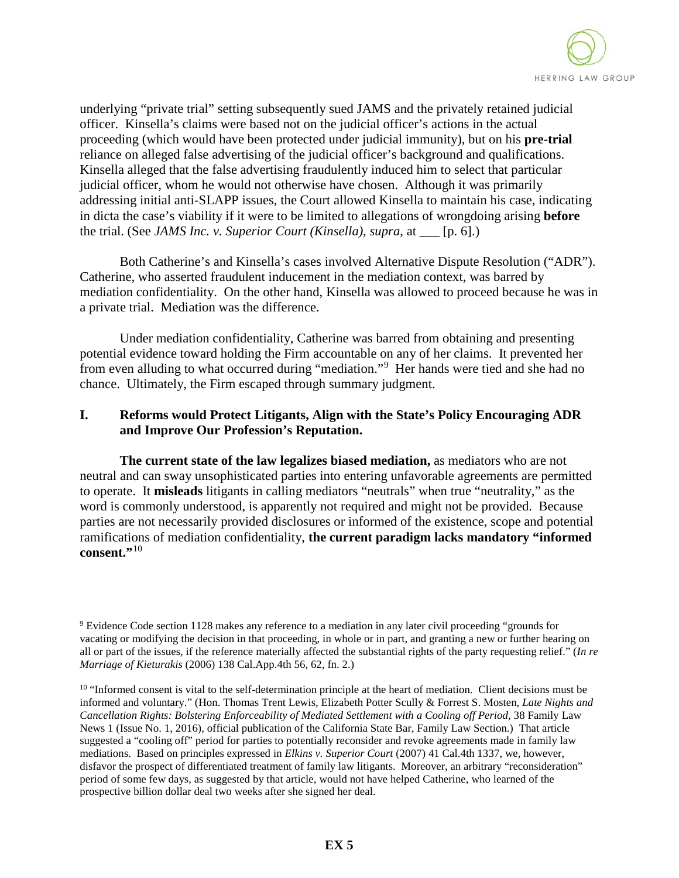underlying "private trial" setting subsequently sued JAMS and the privately retained judicial officer. Kinsella's claims were based not on the judicial officer's actions in the actual proceeding (which would have been protected under judicial immunity), but on his **pre-trial** reliance on alleged false advertising of the judicial officer's background and qualifications. Kinsella alleged that the false advertising fraudulently induced him to select that particular judicial officer, whom he would not otherwise have chosen. Although it was primarily addressing initial anti-SLAPP issues, the Court allowed Kinsella to maintain his case, indicating in dicta the case's viability if it were to be limited to allegations of wrongdoing arising **before** the trial. (See *JAMS Inc. v. Superior Court (Kinsella), supra*, at ___ [p. 6].)

Both Catherine's and Kinsella's cases involved Alternative Dispute Resolution ("ADR"). Catherine, who asserted fraudulent inducement in the mediation context, was barred by mediation confidentiality. On the other hand, Kinsella was allowed to proceed because he was in a private trial. Mediation was the difference.

Under mediation confidentiality, Catherine was barred from obtaining and presenting potential evidence toward holding the Firm accountable on any of her claims. It prevented her from even alluding to what occurred during "mediation."[9] Her hands were tied and she had no chance. Ultimately, the Firm escaped through summary judgment.

## I. Reforms would Protect Litigants, Align with the State's Policy Encouraging ADR and Improve Our Profession's Reputation.

**The current state of the law legalizes biased mediation,** as mediators who are not neutral and can sway unsophisticated parties into entering unfavorable agreements are permitted to operate. It **misleads** litigants in calling mediators "neutrals" when true "neutrality," as the word is commonly understood, is apparently not required and might not be provided. Because parties are not necessarily provided disclosures or informed of the existence, scope and potential ramifications of mediation confidentiality, **the current paradigm lacks mandatory "informed consent."**[10]

---

[9] Evidence Code section 1128 makes any reference to a mediation in any later civil proceeding "grounds for vacating or modifying the decision in that proceeding, in whole or in part, and granting a new or further hearing on all or part of the issues, if the reference materially affected the substantial rights of the party requesting relief." (*In re Marriage of Kieturakis* (2006) 138 Cal.App.4th 56, 62, fn. 2.)

[10] "Informed consent is vital to the self-determination principle at the heart of mediation. Client decisions must be informed and voluntary." (Hon. Thomas Trent Lewis, Elizabeth Potter Scully & Forrest S. Mosten, *Late Nights and Cancellation Rights: Bolstering Enforceability of Mediated Settlement with a Cooling off Period*, 38 Family Law News 1 (Issue No. 1, 2016), official publication of the California State Bar, Family Law Section.) That article suggested a "cooling off" period for parties to potentially reconsider and revoke agreements made in family law mediations. Based on principles expressed in *Elkins v. Superior Court* (2007) 41 Cal.4th 1337, we, however, disfavor the prospect of differentiated treatment of family law litigants. Moreover, an arbitrary "reconsideration" period of some few days, as suggested by that article, would not have helped Catherine, who learned of the prospective billion dollar deal two weeks after she signed her deal.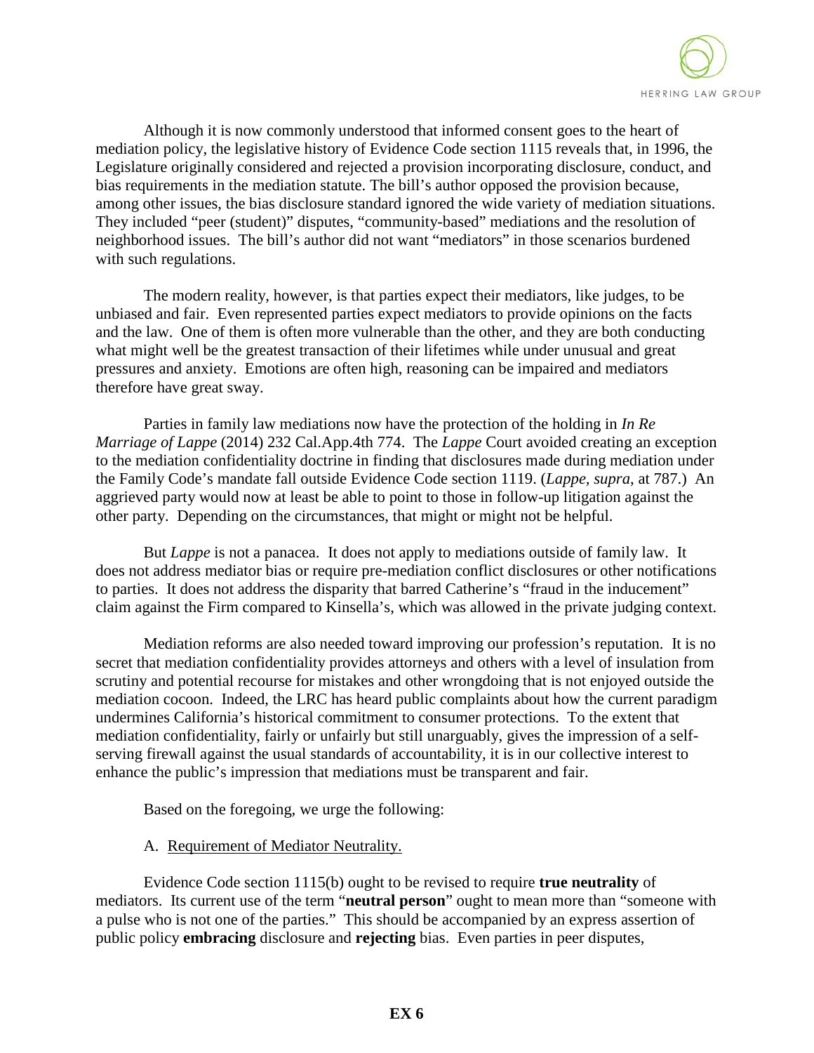Although it is now commonly understood that informed consent goes to the heart of mediation policy, the legislative history of Evidence Code section 1115 reveals that, in 1996, the Legislature originally considered and rejected a provision incorporating disclosure, conduct, and bias requirements in the mediation statute. The bill's author opposed the provision because, among other issues, the bias disclosure standard ignored the wide variety of mediation situations. They included "peer (student)" disputes, "community-based" mediations and the resolution of neighborhood issues. The bill's author did not want "mediators" in those scenarios burdened with such regulations.

The modern reality, however, is that parties expect their mediators, like judges, to be unbiased and fair. Even represented parties expect mediators to provide opinions on the facts and the law. One of them is often more vulnerable than the other, and they are both conducting what might well be the greatest transaction of their lifetimes while under unusual and great pressures and anxiety. Emotions are often high, reasoning can be impaired and mediators therefore have great sway.

Parties in family law mediations now have the protection of the holding in *In Re Marriage of Lappe* (2014) 232 Cal.App.4th 774. The *Lappe* Court avoided creating an exception to the mediation confidentiality doctrine in finding that disclosures made during mediation under the Family Code's mandate fall outside Evidence Code section 1119. (*Lappe, supra*, at 787.) An aggrieved party would now at least be able to point to those in follow-up litigation against the other party. Depending on the circumstances, that might or might not be helpful.

But *Lappe* is not a panacea. It does not apply to mediations outside of family law. It does not address mediator bias or require pre-mediation conflict disclosures or other notifications to parties. It does not address the disparity that barred Catherine's "fraud in the inducement" claim against the Firm compared to Kinsella's, which was allowed in the private judging context.

Mediation reforms are also needed toward improving our profession's reputation. It is no secret that mediation confidentiality provides attorneys and others with a level of insulation from scrutiny and potential recourse for mistakes and other wrongdoing that is not enjoyed outside the mediation cocoon. Indeed, the LRC has heard public complaints about how the current paradigm undermines California's historical commitment to consumer protections. To the extent that mediation confidentiality, fairly or unfairly but still unarguably, gives the impression of a self-serving firewall against the usual standards of accountability, it is in our collective interest to enhance the public's impression that mediations must be transparent and fair.

Based on the foregoing, we urge the following:

A. Requirement of Mediator Neutrality.

Evidence Code section 1115(b) ought to be revised to require **true neutrality** of mediators. Its current use of the term "**neutral person**" ought to mean more than "someone with a pulse who is not one of the parties." This should be accompanied by an express assertion of public policy **embracing** disclosure and **rejecting** bias. Even parties in peer disputes,

**EX 6**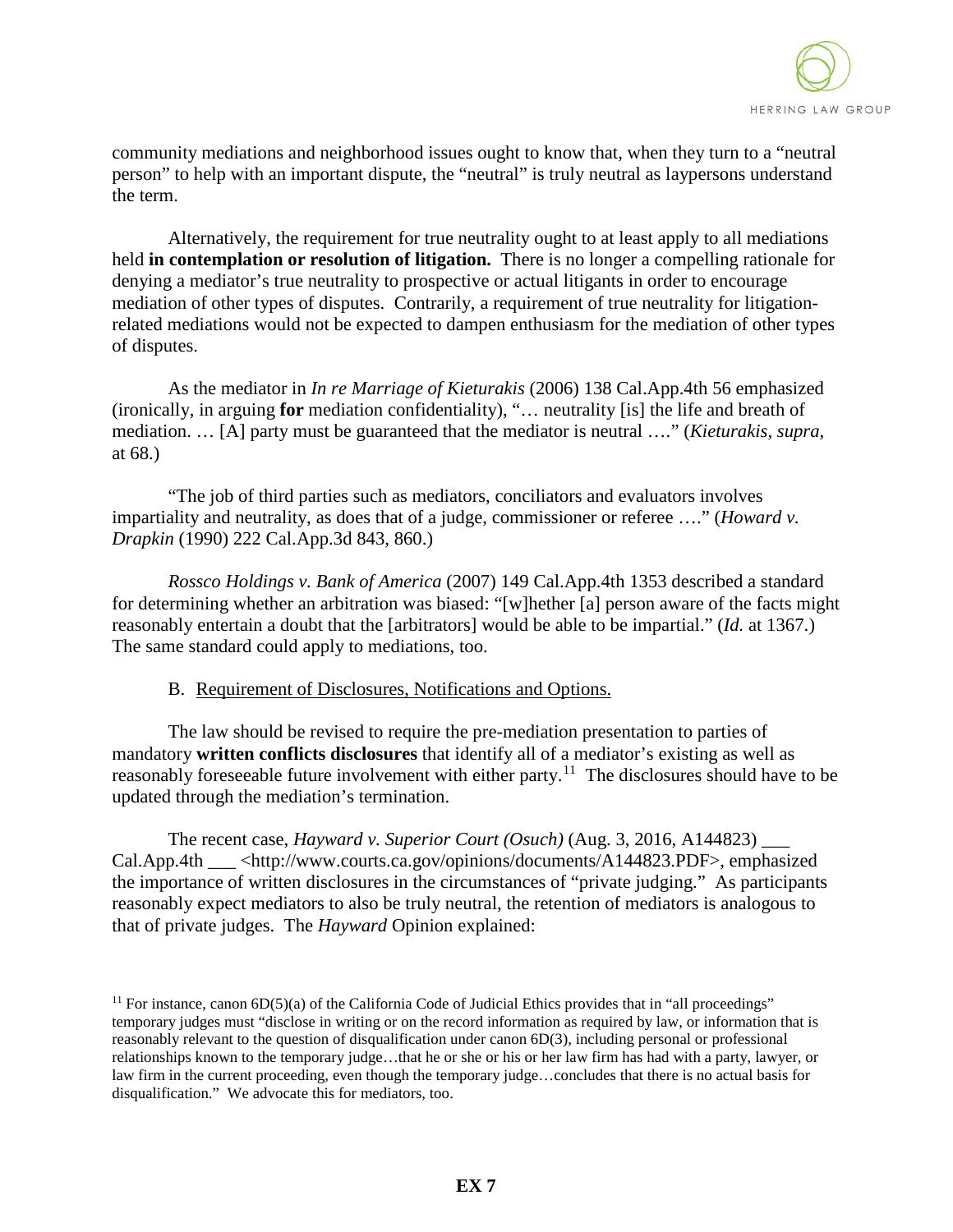community mediations and neighborhood issues ought to know that, when they turn to a "neutral person" to help with an important dispute, the "neutral" is truly neutral as laypersons understand the term.

Alternatively, the requirement for true neutrality ought to at least apply to all mediations held **in contemplation or resolution of litigation.** There is no longer a compelling rationale for denying a mediator's true neutrality to prospective or actual litigants in order to encourage mediation of other types of disputes. Contrarily, a requirement of true neutrality for litigation-related mediations would not be expected to dampen enthusiasm for the mediation of other types of disputes.

As the mediator in *In re Marriage of Kieturakis* (2006) 138 Cal.App.4th 56 emphasized (ironically, in arguing **for** mediation confidentiality), "… neutrality [is] the life and breath of mediation. … [A] party must be guaranteed that the mediator is neutral …." (*Kieturakis, supra,* at 68.)

"The job of third parties such as mediators, conciliators and evaluators involves impartiality and neutrality, as does that of a judge, commissioner or referee …." (*Howard v. Drapkin* (1990) 222 Cal.App.3d 843, 860.)

*Rossco Holdings v. Bank of America* (2007) 149 Cal.App.4th 1353 described a standard for determining whether an arbitration was biased: "[w]hether [a] person aware of the facts might reasonably entertain a doubt that the [arbitrators] would be able to be impartial." (*Id.* at 1367.) The same standard could apply to mediations, too.

B. Requirement of Disclosures, Notifications and Options.

The law should be revised to require the pre-mediation presentation to parties of mandatory **written conflicts disclosures** that identify all of a mediator's existing as well as reasonably foreseeable future involvement with either party.[11] The disclosures should have to be updated through the mediation's termination.

The recent case, *Hayward v. Superior Court (Osuch)* (Aug. 3, 2016, A144823) ___ Cal.App.4th ___ <http://www.courts.ca.gov/opinions/documents/A144823.PDF>, emphasized the importance of written disclosures in the circumstances of "private judging." As participants reasonably expect mediators to also be truly neutral, the retention of mediators is analogous to that of private judges. The *Hayward* Opinion explained:

[11] For instance, canon 6D(5)(a) of the California Code of Judicial Ethics provides that in "all proceedings" temporary judges must "disclose in writing or on the record information as required by law, or information that is reasonably relevant to the question of disqualification under canon 6D(3), including personal or professional relationships known to the temporary judge…that he or she or his or her law firm has had with a party, lawyer, or law firm in the current proceeding, even though the temporary judge…concludes that there is no actual basis for disqualification." We advocate this for mediators, too.

**EX 7**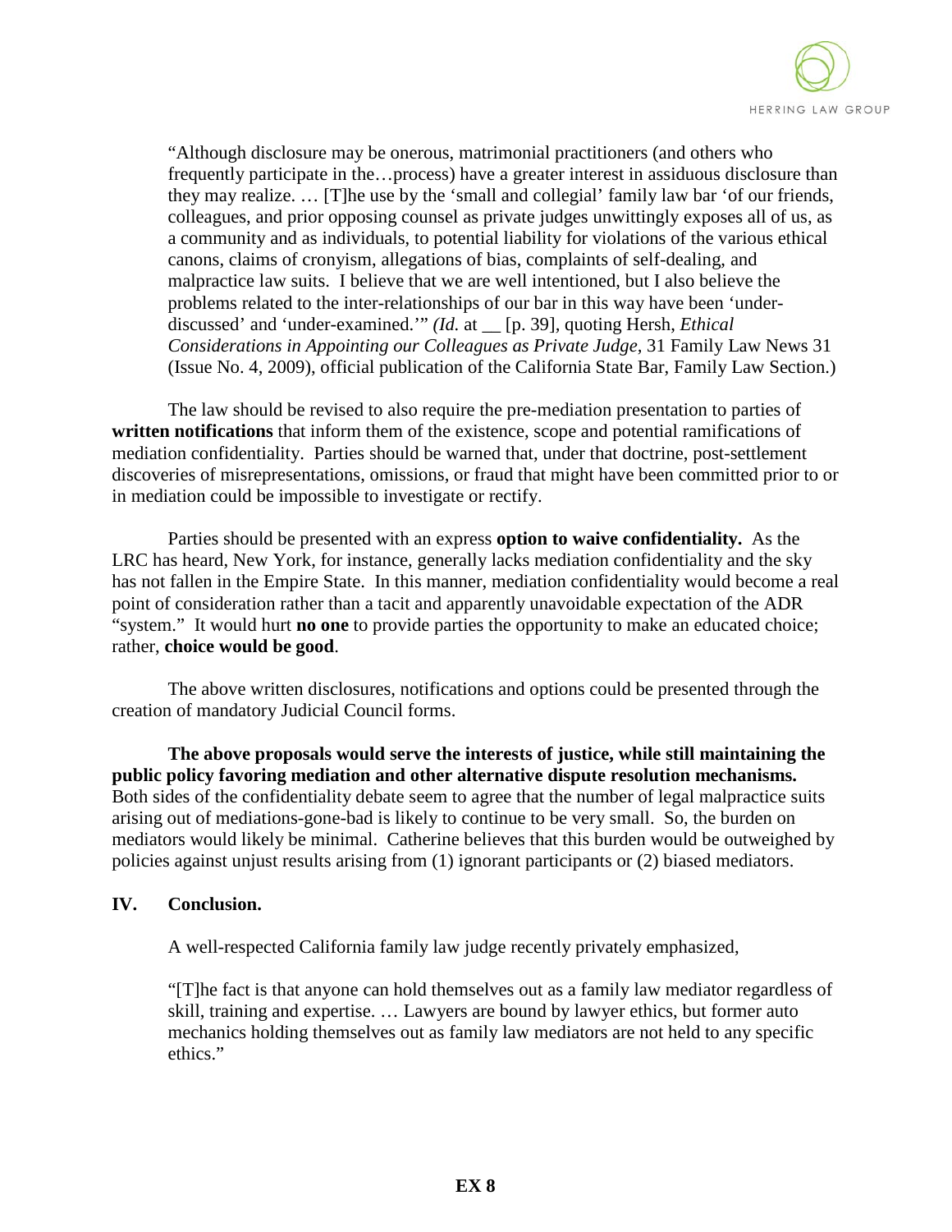> "Although disclosure may be onerous, matrimonial practitioners (and others who frequently participate in the…process) have a greater interest in assiduous disclosure than they may realize. … [T]he use by the 'small and collegial' family law bar 'of our friends, colleagues, and prior opposing counsel as private judges unwittingly exposes all of us, as a community and as individuals, to potential liability for violations of the various ethical canons, claims of cronyism, allegations of bias, complaints of self-dealing, and malpractice law suits. I believe that we are well intentioned, but I also believe the problems related to the inter-relationships of our bar in this way have been 'under-discussed' and 'under-examined.'" *(Id.* at __ [p. 39], quoting Hersh, *Ethical Considerations in Appointing our Colleagues as Private Judge*, 31 Family Law News 31 (Issue No. 4, 2009), official publication of the California State Bar, Family Law Section.)

The law should be revised to also require the pre-mediation presentation to parties of **written notifications** that inform them of the existence, scope and potential ramifications of mediation confidentiality. Parties should be warned that, under that doctrine, post-settlement discoveries of misrepresentations, omissions, or fraud that might have been committed prior to or in mediation could be impossible to investigate or rectify.

Parties should be presented with an express **option to waive confidentiality.** As the LRC has heard, New York, for instance, generally lacks mediation confidentiality and the sky has not fallen in the Empire State. In this manner, mediation confidentiality would become a real point of consideration rather than a tacit and apparently unavoidable expectation of the ADR "system." It would hurt **no one** to provide parties the opportunity to make an educated choice; rather, **choice would be good**.

The above written disclosures, notifications and options could be presented through the creation of mandatory Judicial Council forms.

**The above proposals would serve the interests of justice, while still maintaining the public policy favoring mediation and other alternative dispute resolution mechanisms.** Both sides of the confidentiality debate seem to agree that the number of legal malpractice suits arising out of mediations-gone-bad is likely to continue to be very small. So, the burden on mediators would likely be minimal. Catherine believes that this burden would be outweighed by policies against unjust results arising from (1) ignorant participants or (2) biased mediators.

## IV. Conclusion.

A well-respected California family law judge recently privately emphasized,

> "[T]he fact is that anyone can hold themselves out as a family law mediator regardless of skill, training and expertise. … Lawyers are bound by lawyer ethics, but former auto mechanics holding themselves out as family law mediators are not held to any specific ethics."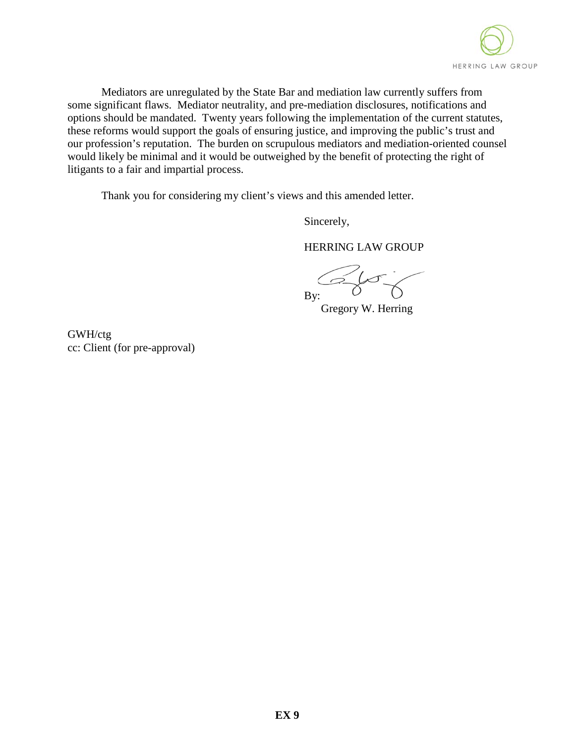Mediators are unregulated by the State Bar and mediation law currently suffers from some significant flaws. Mediator neutrality, and pre-mediation disclosures, notifications and options should be mandated. Twenty years following the implementation of the current statutes, these reforms would support the goals of ensuring justice, and improving the public's trust and our profession's reputation. The burden on scrupulous mediators and mediation-oriented counsel would likely be minimal and it would be outweighed by the benefit of protecting the right of litigants to a fair and impartial process.

Thank you for considering my client's views and this amended letter.

Sincerely,

HERRING LAW GROUP

By:
Gregory W. Herring

GWH/ctg
cc: Client (for pre-approval)

**EX 9**